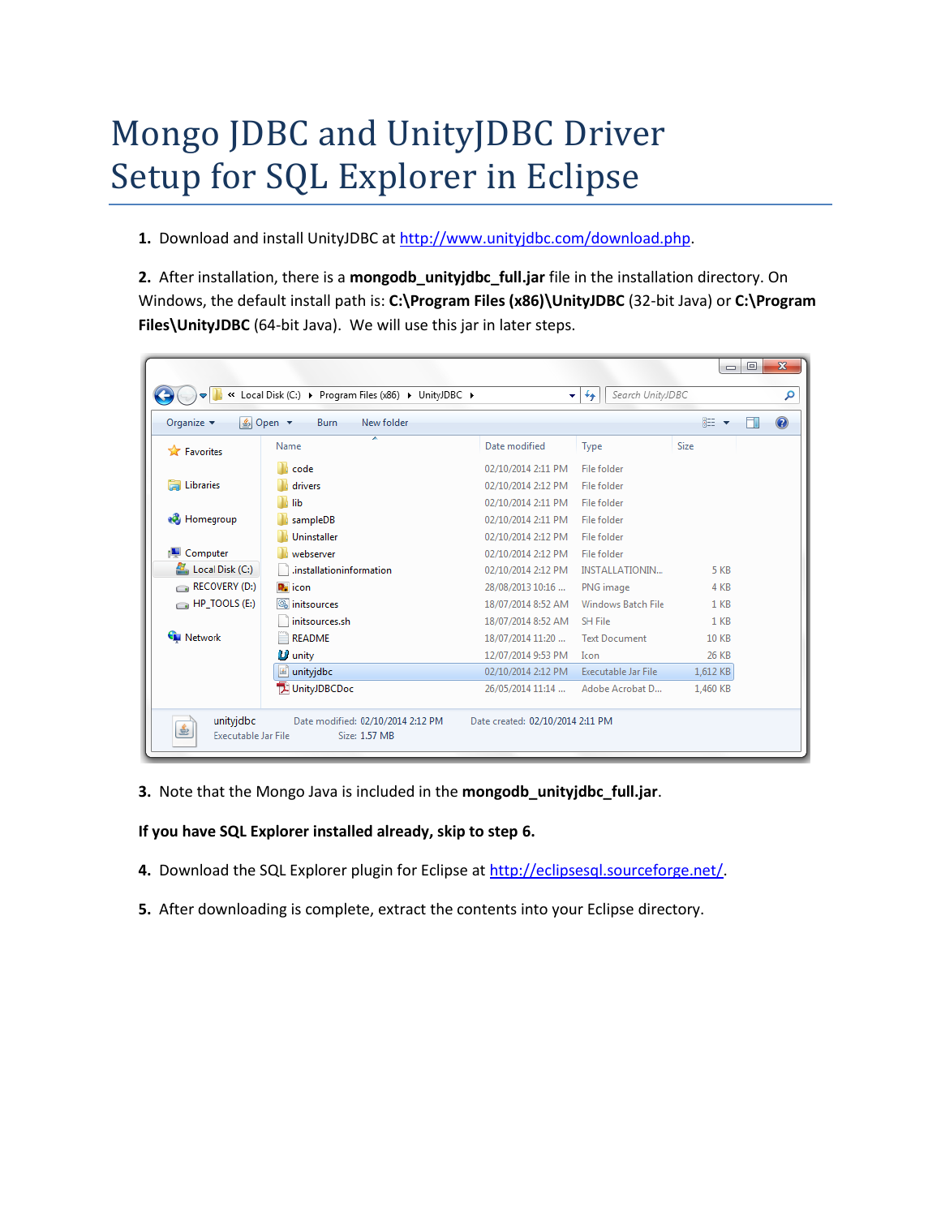# Mongo JDBC and UnityJDBC Driver Setup for SQL Explorer in Eclipse

1. Download and install UnityJDBC at http://www.unityjdbc.com/download.php.

2. After installation, there is a **mongodb_unityjdbc_full.jar** file in the installation directory. On Windows, the default install path is: **C:\Program Files (x86)\UnityJDBC** (32-bit Java) or **C:\Program Files\UnityJDBC** (64-bit Java). We will use this jar in later steps.

3. Note that the Mongo Java is included in the **mongodb_unityjdbc_full.jar**.

**If you have SQL Explorer installed already, skip to step 6.**

4. Download the SQL Explorer plugin for Eclipse at http://eclipsesql.sourceforge.net/.

5. After downloading is complete, extract the contents into your Eclipse directory.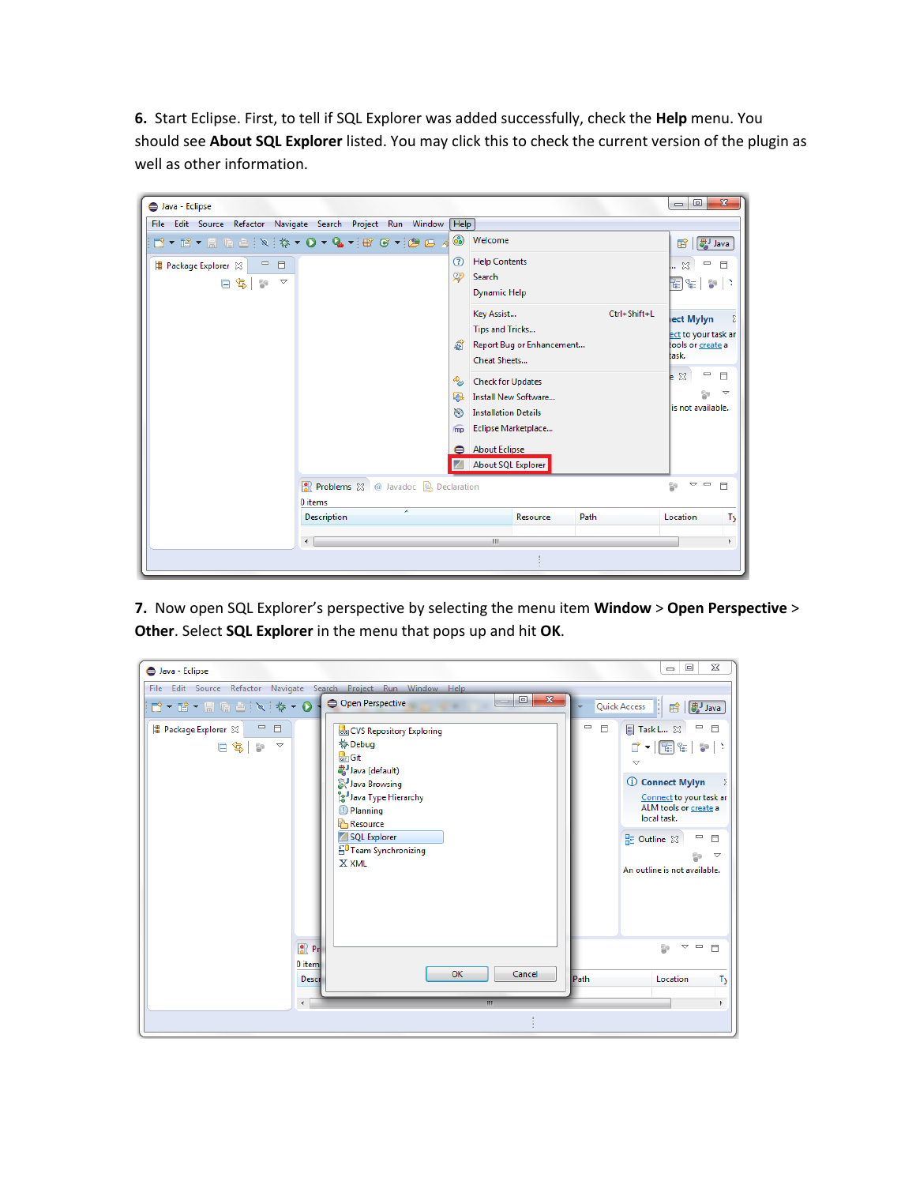**6.** Start Eclipse. First, to tell if SQL Explorer was added successfully, check the **Help** menu. You should see **About SQL Explorer** listed. You may click this to check the current version of the plugin as well as other information.

**7.** Now open SQL Explorer's perspective by selecting the menu item **Window** > **Open Perspective** > **Other**. Select **SQL Explorer** in the menu that pops up and hit **OK**.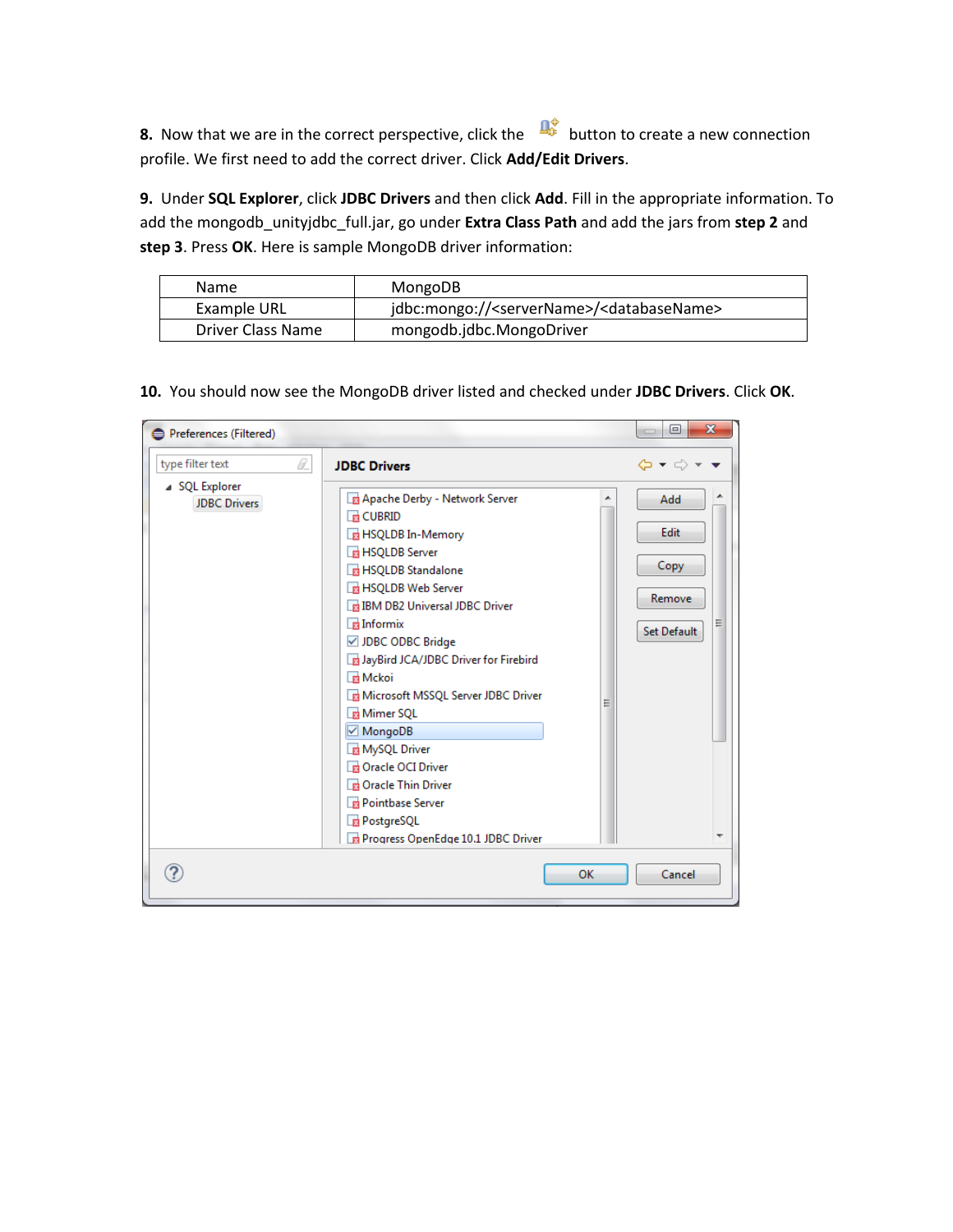**8.** Now that we are in the correct perspective, click the button to create a new connection profile. We first need to add the correct driver. Click **Add/Edit Drivers**.

**9.** Under **SQL Explorer**, click **JDBC Drivers** and then click **Add**. Fill in the appropriate information. To add the mongodb_unityjdbc_full.jar, go under **Extra Class Path** and add the jars from **step 2** and **step 3**. Press **OK**. Here is sample MongoDB driver information:

| | |
|---|---|
| Name | MongoDB |
| Example URL | jdbc:mongo://<serverName>/<databaseName> |
| Driver Class Name | mongodb.jdbc.MongoDriver |

**10.** You should now see the MongoDB driver listed and checked under **JDBC Drivers**. Click **OK**.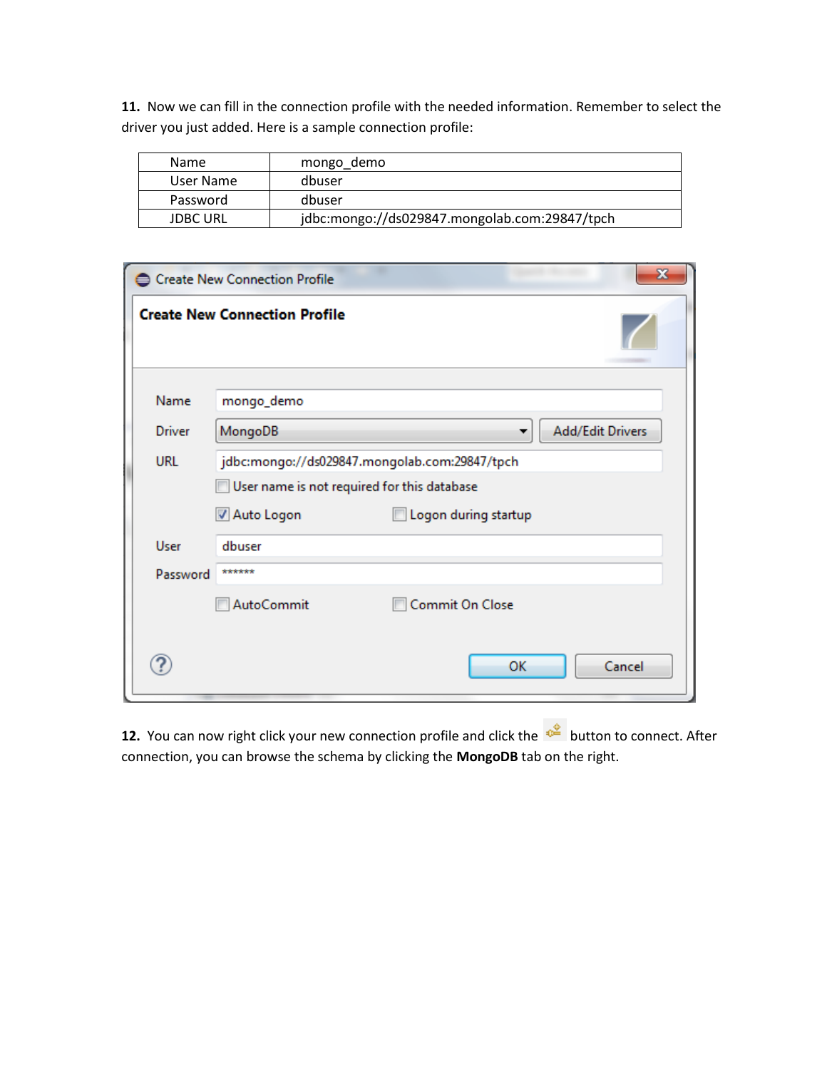**11.** Now we can fill in the connection profile with the needed information. Remember to select the driver you just added. Here is a sample connection profile:

| | |
|---|---|
| Name | mongo_demo |
| User Name | dbuser |
| Password | dbuser |
| JDBC URL | jdbc:mongo://ds029847.mongolab.com:29847/tpch |

**12.** You can now right click your new connection profile and click the button to connect. After connection, you can browse the schema by clicking the **MongoDB** tab on the right.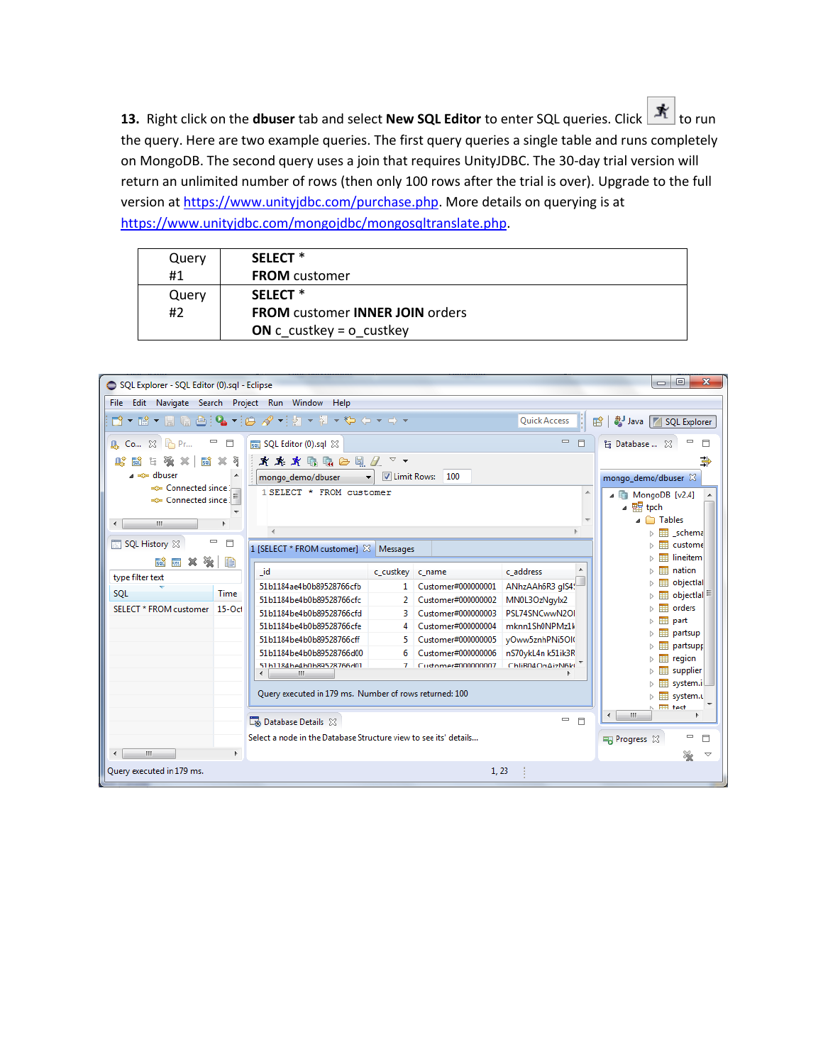**13.** Right click on the **dbuser** tab and select **New SQL Editor** to enter SQL queries. Click [run icon] to run the query. Here are two example queries. The first query queries a single table and runs completely on MongoDB. The second query uses a join that requires UnityJDBC. The 30-day trial version will return an unlimited number of rows (then only 100 rows after the trial is over). Upgrade to the full version at https://www.unityjdbc.com/purchase.php. More details on querying is at https://www.unityjdbc.com/mongojdbc/mongosqltranslate.php.

| | |
|---|---|
| Query #1 | **SELECT** * <br> **FROM** customer |
| Query #2 | **SELECT** * <br> **FROM** customer **INNER JOIN** orders <br> **ON** c_custkey = o_custkey |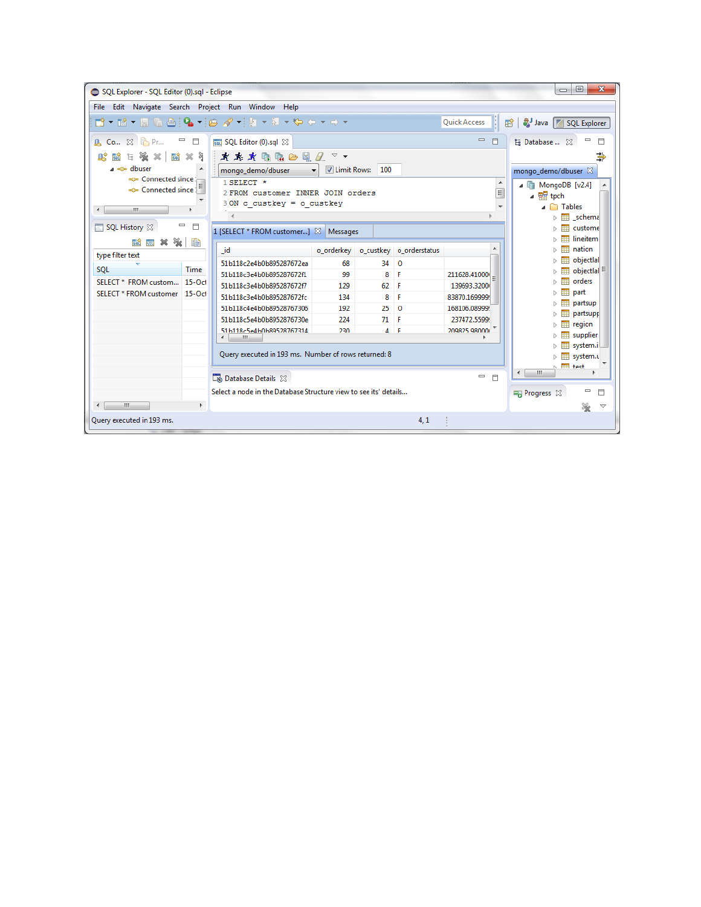SQL Explorer - SQL Editor (0).sql - Eclipse

File Edit Navigate Search Project Run Window Help

SQL Editor (0).sql

mongo_demo/dbuser    Limit Rows: 100

```
1 SELECT *
2 FROM customer INNER JOIN orders
3 ON c_custkey = o_custkey
```

1 [SELECT * FROM customer...]    Messages

| _id | o_orderkey | o_custkey | o_orderstatus | |
|---|---|---|---|---|
| 51b118c2e4b0b895287672ea | 68 | 34 | O | |
| 51b118c3e4b0b895287672f1 | 99 | 8 | F | 211628.41000 |
| 51b118c3e4b0b895287672f7 | 129 | 62 | F | 139693.3200 |
| 51b118c3e4b0b895287672fc | 134 | 8 | F | 83870.169999 |
| 51b118c4e4b0b89528767306 | 192 | 25 | O | 168106.08999 |
| 51b118c5e4b0b8952876730e | 224 | 71 | F | 237472.5599 |
| 51b118c5e4b0b89528767314 | 230 | 4 | F | 209825.98000 |

Query executed in 193 ms. Number of rows returned: 8

Database Details

Select a node in the Database Structure view to see its' details...

SQL History

| SQL | Time |
|---|---|
| SELECT * FROM custom... | 15-Oct |
| SELECT * FROM customer | 15-Oct |

Database ...

mongo_demo/dbuser

- MongoDB [v2.4]
  - tpch
    - Tables
      - _schema
      - custome
      - lineitem
      - nation
      - objectlal
      - objectlal
      - orders
      - part
      - partsup
      - partsupp
      - region
      - supplier
      - system.i
      - system.u
      - test

Progress

Query executed in 193 ms.    4, 1